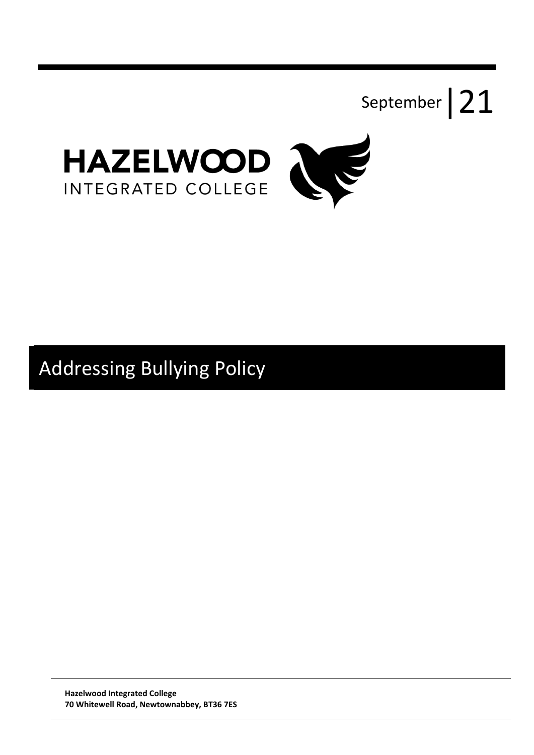September | 21

**HAZELWOOD**
INTEGRATED COLLEGE

# Addressing Bullying Policy

**Hazelwood Integrated College**
**70 Whitewell Road, Newtownabbey, BT36 7ES**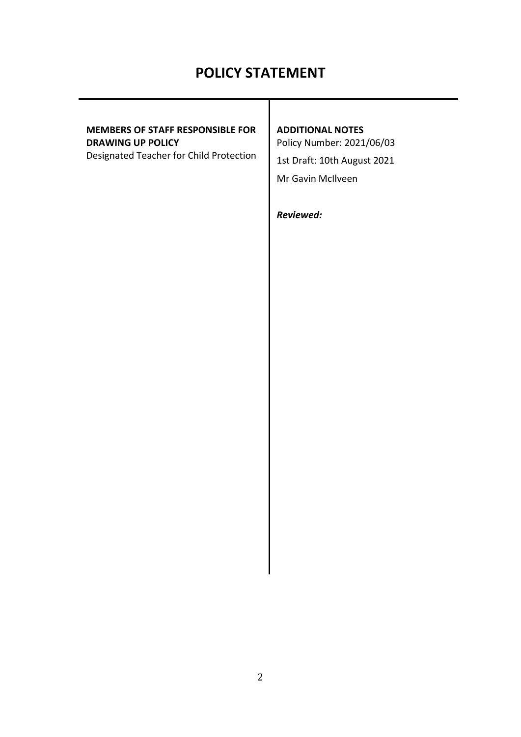# POLICY STATEMENT

**MEMBERS OF STAFF RESPONSIBLE FOR DRAWING UP POLICY**
Designated Teacher for Child Protection

**ADDITIONAL NOTES**
Policy Number: 2021/06/03

1st Draft: 10th August 2021

Mr Gavin McIlveen

***Reviewed:***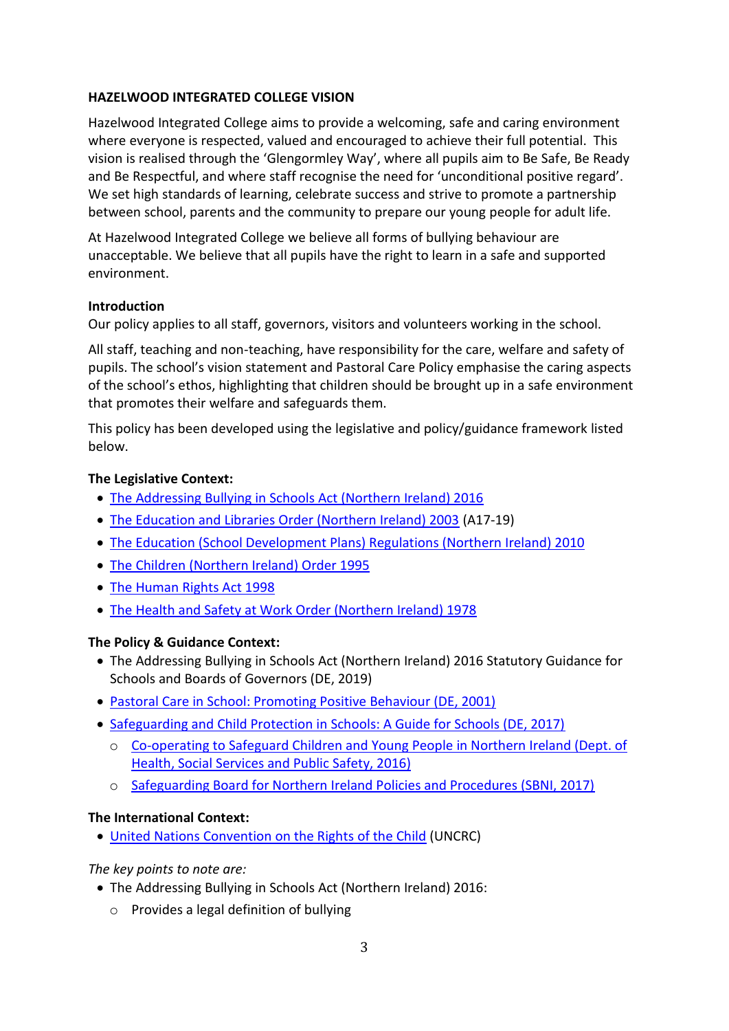**HAZELWOOD INTEGRATED COLLEGE VISION**

Hazelwood Integrated College aims to provide a welcoming, safe and caring environment where everyone is respected, valued and encouraged to achieve their full potential. This vision is realised through the 'Glengormley Way', where all pupils aim to Be Safe, Be Ready and Be Respectful, and where staff recognise the need for 'unconditional positive regard'. We set high standards of learning, celebrate success and strive to promote a partnership between school, parents and the community to prepare our young people for adult life.

At Hazelwood Integrated College we believe all forms of bullying behaviour are unacceptable. We believe that all pupils have the right to learn in a safe and supported environment.

**Introduction**

Our policy applies to all staff, governors, visitors and volunteers working in the school.

All staff, teaching and non-teaching, have responsibility for the care, welfare and safety of pupils. The school's vision statement and Pastoral Care Policy emphasise the caring aspects of the school's ethos, highlighting that children should be brought up in a safe environment that promotes their welfare and safeguards them.

This policy has been developed using the legislative and policy/guidance framework listed below.

**The Legislative Context:**

- The Addressing Bullying in Schools Act (Northern Ireland) 2016
- The Education and Libraries Order (Northern Ireland) 2003 (A17-19)
- The Education (School Development Plans) Regulations (Northern Ireland) 2010
- The Children (Northern Ireland) Order 1995
- The Human Rights Act 1998
- The Health and Safety at Work Order (Northern Ireland) 1978

**The Policy & Guidance Context:**

- The Addressing Bullying in Schools Act (Northern Ireland) 2016 Statutory Guidance for Schools and Boards of Governors (DE, 2019)
- Pastoral Care in School: Promoting Positive Behaviour (DE, 2001)
- Safeguarding and Child Protection in Schools: A Guide for Schools (DE, 2017)
  - Co-operating to Safeguard Children and Young People in Northern Ireland (Dept. of Health, Social Services and Public Safety, 2016)
  - Safeguarding Board for Northern Ireland Policies and Procedures (SBNI, 2017)

**The International Context:**

- United Nations Convention on the Rights of the Child (UNCRC)

*The key points to note are:*

- The Addressing Bullying in Schools Act (Northern Ireland) 2016:
  - Provides a legal definition of bullying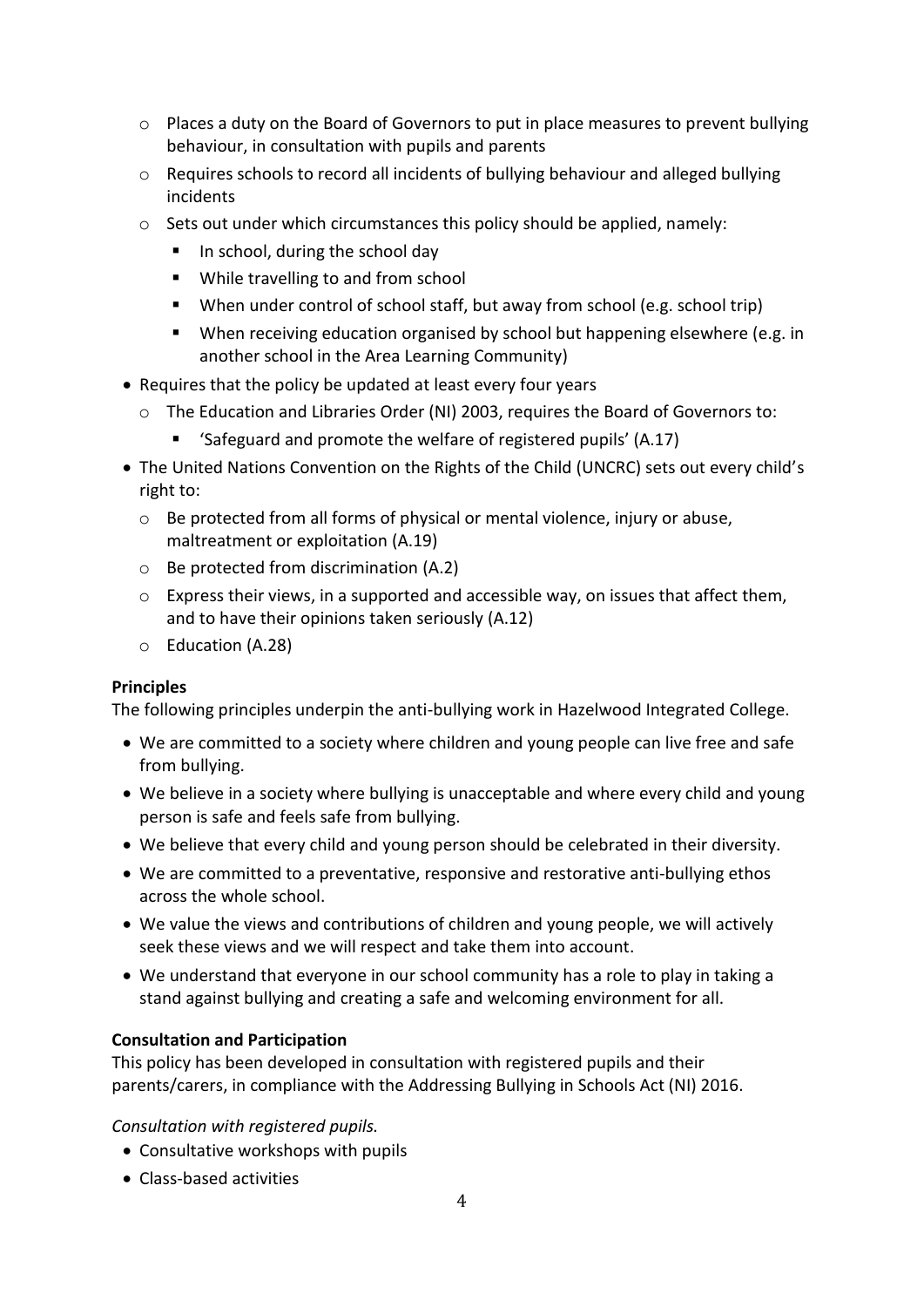- Places a duty on the Board of Governors to put in place measures to prevent bullying behaviour, in consultation with pupils and parents
  - Requires schools to record all incidents of bullying behaviour and alleged bullying incidents
  - Sets out under which circumstances this policy should be applied, namely:
    - In school, during the school day
    - While travelling to and from school
    - When under control of school staff, but away from school (e.g. school trip)
    - When receiving education organised by school but happening elsewhere (e.g. in another school in the Area Learning Community)
- Requires that the policy be updated at least every four years
  - The Education and Libraries Order (NI) 2003, requires the Board of Governors to:
    - 'Safeguard and promote the welfare of registered pupils' (A.17)
- The United Nations Convention on the Rights of the Child (UNCRC) sets out every child's right to:
  - Be protected from all forms of physical or mental violence, injury or abuse, maltreatment or exploitation (A.19)
  - Be protected from discrimination (A.2)
  - Express their views, in a supported and accessible way, on issues that affect them, and to have their opinions taken seriously (A.12)
  - Education (A.28)

**Principles**

The following principles underpin the anti-bullying work in Hazelwood Integrated College.

- We are committed to a society where children and young people can live free and safe from bullying.
- We believe in a society where bullying is unacceptable and where every child and young person is safe and feels safe from bullying.
- We believe that every child and young person should be celebrated in their diversity.
- We are committed to a preventative, responsive and restorative anti-bullying ethos across the whole school.
- We value the views and contributions of children and young people, we will actively seek these views and we will respect and take them into account.
- We understand that everyone in our school community has a role to play in taking a stand against bullying and creating a safe and welcoming environment for all.

**Consultation and Participation**

This policy has been developed in consultation with registered pupils and their parents/carers, in compliance with the Addressing Bullying in Schools Act (NI) 2016.

*Consultation with registered pupils.*

- Consultative workshops with pupils
- Class-based activities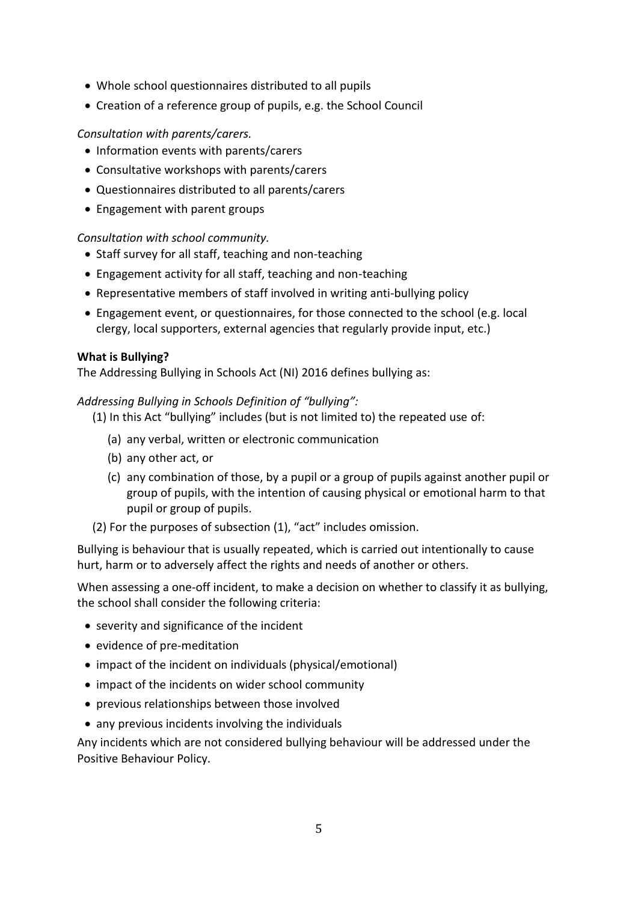- Whole school questionnaires distributed to all pupils
- Creation of a reference group of pupils, e.g. the School Council

*Consultation with parents/carers.*

- Information events with parents/carers
- Consultative workshops with parents/carers
- Questionnaires distributed to all parents/carers
- Engagement with parent groups

*Consultation with school community.*

- Staff survey for all staff, teaching and non-teaching
- Engagement activity for all staff, teaching and non-teaching
- Representative members of staff involved in writing anti-bullying policy
- Engagement event, or questionnaires, for those connected to the school (e.g. local clergy, local supporters, external agencies that regularly provide input, etc.)

**What is Bullying?**

The Addressing Bullying in Schools Act (NI) 2016 defines bullying as:

*Addressing Bullying in Schools Definition of "bullying":*

(1) In this Act "bullying" includes (but is not limited to) the repeated use of:

(a) any verbal, written or electronic communication

(b) any other act, or

(c) any combination of those, by a pupil or a group of pupils against another pupil or group of pupils, with the intention of causing physical or emotional harm to that pupil or group of pupils.

(2) For the purposes of subsection (1), "act" includes omission.

Bullying is behaviour that is usually repeated, which is carried out intentionally to cause hurt, harm or to adversely affect the rights and needs of another or others.

When assessing a one-off incident, to make a decision on whether to classify it as bullying, the school shall consider the following criteria:

- severity and significance of the incident
- evidence of pre-meditation
- impact of the incident on individuals (physical/emotional)
- impact of the incidents on wider school community
- previous relationships between those involved
- any previous incidents involving the individuals

Any incidents which are not considered bullying behaviour will be addressed under the Positive Behaviour Policy.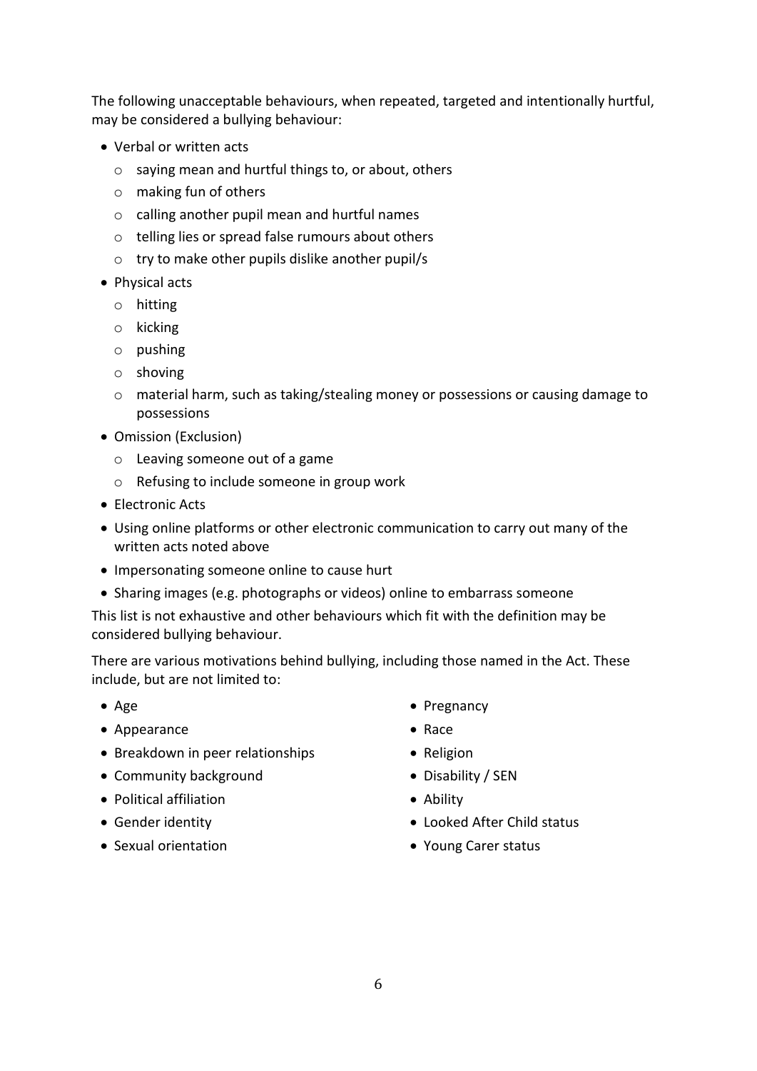The following unacceptable behaviours, when repeated, targeted and intentionally hurtful, may be considered a bullying behaviour:

- Verbal or written acts
  - saying mean and hurtful things to, or about, others
  - making fun of others
  - calling another pupil mean and hurtful names
  - telling lies or spread false rumours about others
  - try to make other pupils dislike another pupil/s
- Physical acts
  - hitting
  - kicking
  - pushing
  - shoving
  - material harm, such as taking/stealing money or possessions or causing damage to possessions
- Omission (Exclusion)
  - Leaving someone out of a game
  - Refusing to include someone in group work
- Electronic Acts
- Using online platforms or other electronic communication to carry out many of the written acts noted above
- Impersonating someone online to cause hurt
- Sharing images (e.g. photographs or videos) online to embarrass someone

This list is not exhaustive and other behaviours which fit with the definition may be considered bullying behaviour.

There are various motivations behind bullying, including those named in the Act. These include, but are not limited to:

- Age
- Appearance
- Breakdown in peer relationships
- Community background
- Political affiliation
- Gender identity
- Sexual orientation
- Pregnancy
- Race
- Religion
- Disability / SEN
- Ability
- Looked After Child status
- Young Carer status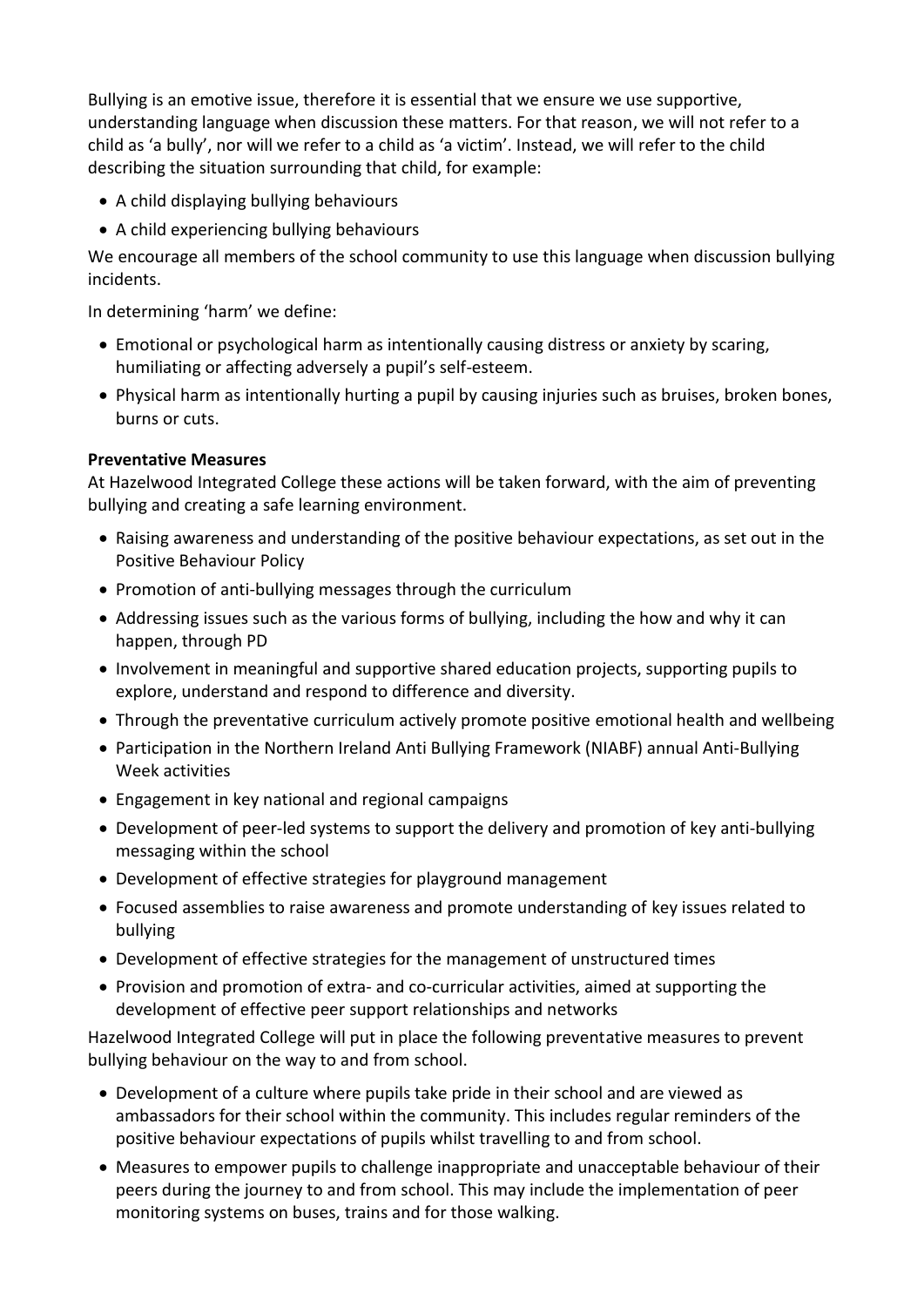Bullying is an emotive issue, therefore it is essential that we ensure we use supportive, understanding language when discussion these matters. For that reason, we will not refer to a child as 'a bully', nor will we refer to a child as 'a victim'. Instead, we will refer to the child describing the situation surrounding that child, for example:

- A child displaying bullying behaviours
- A child experiencing bullying behaviours

We encourage all members of the school community to use this language when discussion bullying incidents.

In determining 'harm' we define:

- Emotional or psychological harm as intentionally causing distress or anxiety by scaring, humiliating or affecting adversely a pupil's self-esteem.
- Physical harm as intentionally hurting a pupil by causing injuries such as bruises, broken bones, burns or cuts.

**Preventative Measures**

At Hazelwood Integrated College these actions will be taken forward, with the aim of preventing bullying and creating a safe learning environment.

- Raising awareness and understanding of the positive behaviour expectations, as set out in the Positive Behaviour Policy
- Promotion of anti-bullying messages through the curriculum
- Addressing issues such as the various forms of bullying, including the how and why it can happen, through PD
- Involvement in meaningful and supportive shared education projects, supporting pupils to explore, understand and respond to difference and diversity.
- Through the preventative curriculum actively promote positive emotional health and wellbeing
- Participation in the Northern Ireland Anti Bullying Framework (NIABF) annual Anti-Bullying Week activities
- Engagement in key national and regional campaigns
- Development of peer-led systems to support the delivery and promotion of key anti-bullying messaging within the school
- Development of effective strategies for playground management
- Focused assemblies to raise awareness and promote understanding of key issues related to bullying
- Development of effective strategies for the management of unstructured times
- Provision and promotion of extra- and co-curricular activities, aimed at supporting the development of effective peer support relationships and networks

Hazelwood Integrated College will put in place the following preventative measures to prevent bullying behaviour on the way to and from school.

- Development of a culture where pupils take pride in their school and are viewed as ambassadors for their school within the community. This includes regular reminders of the positive behaviour expectations of pupils whilst travelling to and from school.
- Measures to empower pupils to challenge inappropriate and unacceptable behaviour of their peers during the journey to and from school. This may include the implementation of peer monitoring systems on buses, trains and for those walking.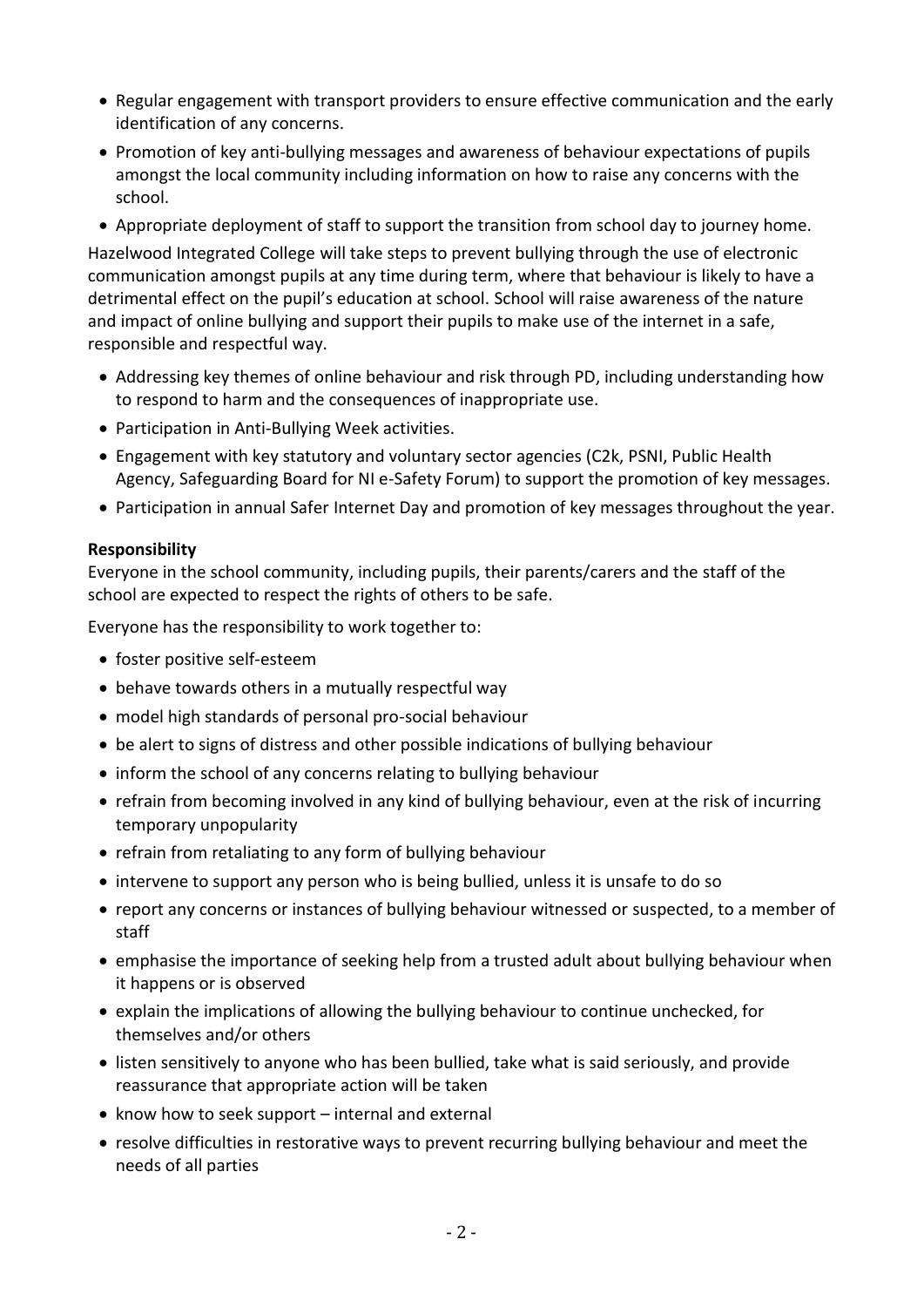- Regular engagement with transport providers to ensure effective communication and the early identification of any concerns.
- Promotion of key anti-bullying messages and awareness of behaviour expectations of pupils amongst the local community including information on how to raise any concerns with the school.
- Appropriate deployment of staff to support the transition from school day to journey home.

Hazelwood Integrated College will take steps to prevent bullying through the use of electronic communication amongst pupils at any time during term, where that behaviour is likely to have a detrimental effect on the pupil's education at school. School will raise awareness of the nature and impact of online bullying and support their pupils to make use of the internet in a safe, responsible and respectful way.

- Addressing key themes of online behaviour and risk through PD, including understanding how to respond to harm and the consequences of inappropriate use.
- Participation in Anti-Bullying Week activities.
- Engagement with key statutory and voluntary sector agencies (C2k, PSNI, Public Health Agency, Safeguarding Board for NI e-Safety Forum) to support the promotion of key messages.
- Participation in annual Safer Internet Day and promotion of key messages throughout the year.

**Responsibility**

Everyone in the school community, including pupils, their parents/carers and the staff of the school are expected to respect the rights of others to be safe.

Everyone has the responsibility to work together to:

- foster positive self-esteem
- behave towards others in a mutually respectful way
- model high standards of personal pro-social behaviour
- be alert to signs of distress and other possible indications of bullying behaviour
- inform the school of any concerns relating to bullying behaviour
- refrain from becoming involved in any kind of bullying behaviour, even at the risk of incurring temporary unpopularity
- refrain from retaliating to any form of bullying behaviour
- intervene to support any person who is being bullied, unless it is unsafe to do so
- report any concerns or instances of bullying behaviour witnessed or suspected, to a member of staff
- emphasise the importance of seeking help from a trusted adult about bullying behaviour when it happens or is observed
- explain the implications of allowing the bullying behaviour to continue unchecked, for themselves and/or others
- listen sensitively to anyone who has been bullied, take what is said seriously, and provide reassurance that appropriate action will be taken
- know how to seek support – internal and external
- resolve difficulties in restorative ways to prevent recurring bullying behaviour and meet the needs of all parties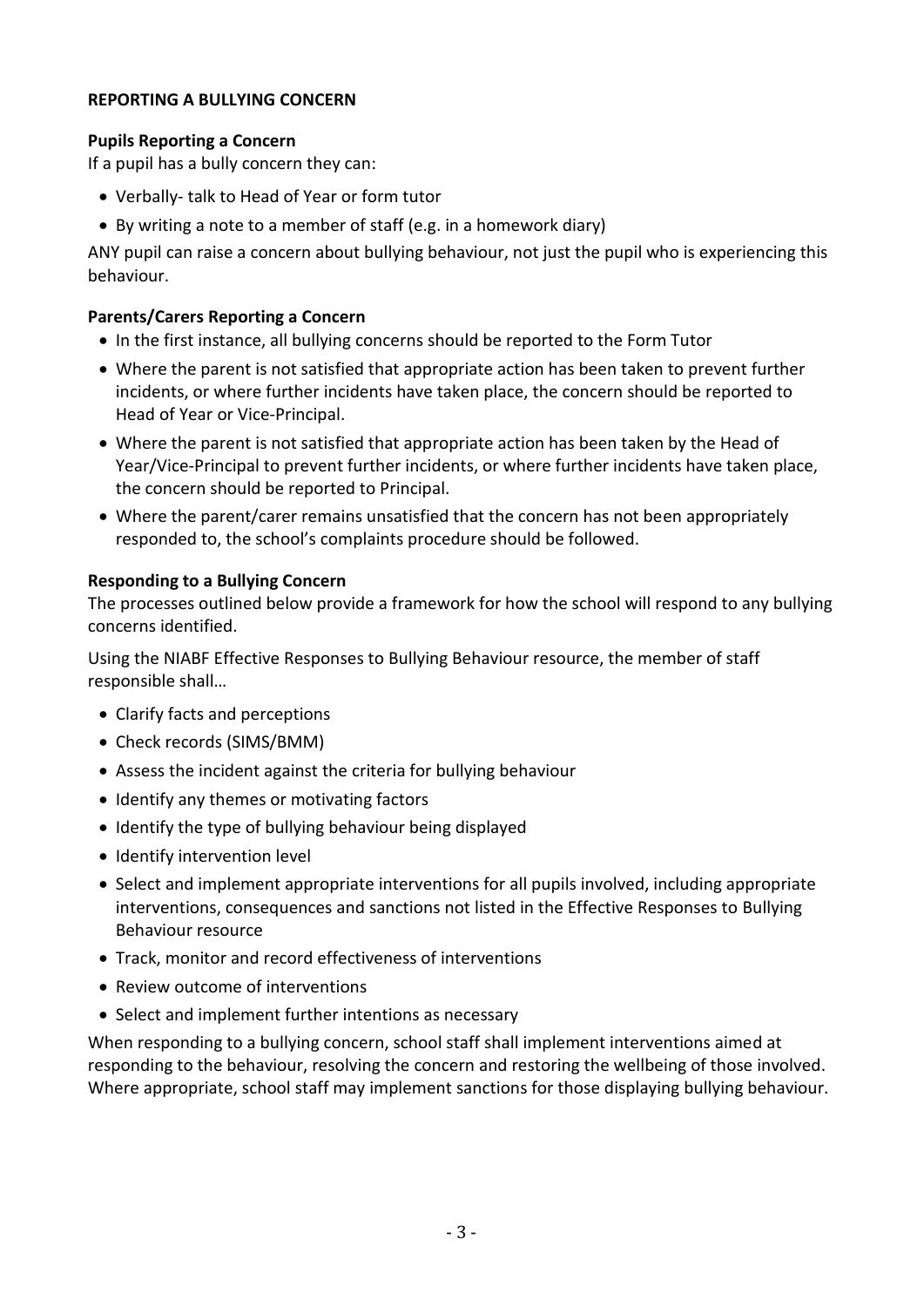## REPORTING A BULLYING CONCERN

### Pupils Reporting a Concern

If a pupil has a bully concern they can:

- Verbally- talk to Head of Year or form tutor
- By writing a note to a member of staff (e.g. in a homework diary)

ANY pupil can raise a concern about bullying behaviour, not just the pupil who is experiencing this behaviour.

### Parents/Carers Reporting a Concern

- In the first instance, all bullying concerns should be reported to the Form Tutor
- Where the parent is not satisfied that appropriate action has been taken to prevent further incidents, or where further incidents have taken place, the concern should be reported to Head of Year or Vice-Principal.
- Where the parent is not satisfied that appropriate action has been taken by the Head of Year/Vice-Principal to prevent further incidents, or where further incidents have taken place, the concern should be reported to Principal.
- Where the parent/carer remains unsatisfied that the concern has not been appropriately responded to, the school's complaints procedure should be followed.

### Responding to a Bullying Concern

The processes outlined below provide a framework for how the school will respond to any bullying concerns identified.

Using the NIABF Effective Responses to Bullying Behaviour resource, the member of staff responsible shall…

- Clarify facts and perceptions
- Check records (SIMS/BMM)
- Assess the incident against the criteria for bullying behaviour
- Identify any themes or motivating factors
- Identify the type of bullying behaviour being displayed
- Identify intervention level
- Select and implement appropriate interventions for all pupils involved, including appropriate interventions, consequences and sanctions not listed in the Effective Responses to Bullying Behaviour resource
- Track, monitor and record effectiveness of interventions
- Review outcome of interventions
- Select and implement further intentions as necessary

When responding to a bullying concern, school staff shall implement interventions aimed at responding to the behaviour, resolving the concern and restoring the wellbeing of those involved. Where appropriate, school staff may implement sanctions for those displaying bullying behaviour.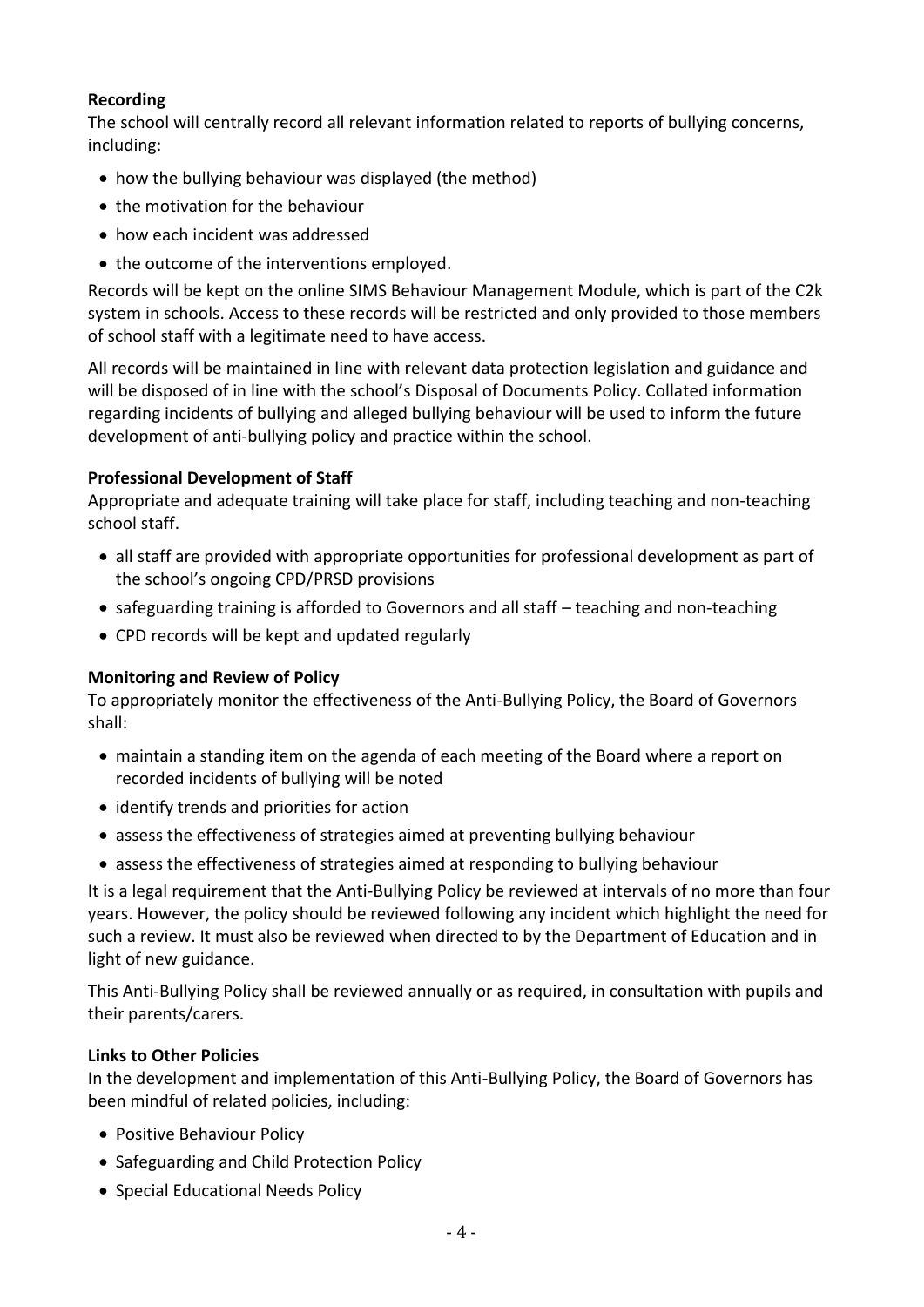**Recording**

The school will centrally record all relevant information related to reports of bullying concerns, including:

- how the bullying behaviour was displayed (the method)
- the motivation for the behaviour
- how each incident was addressed
- the outcome of the interventions employed.

Records will be kept on the online SIMS Behaviour Management Module, which is part of the C2k system in schools. Access to these records will be restricted and only provided to those members of school staff with a legitimate need to have access.

All records will be maintained in line with relevant data protection legislation and guidance and will be disposed of in line with the school's Disposal of Documents Policy. Collated information regarding incidents of bullying and alleged bullying behaviour will be used to inform the future development of anti-bullying policy and practice within the school.

**Professional Development of Staff**

Appropriate and adequate training will take place for staff, including teaching and non-teaching school staff.

- all staff are provided with appropriate opportunities for professional development as part of the school's ongoing CPD/PRSD provisions
- safeguarding training is afforded to Governors and all staff – teaching and non-teaching
- CPD records will be kept and updated regularly

**Monitoring and Review of Policy**

To appropriately monitor the effectiveness of the Anti-Bullying Policy, the Board of Governors shall:

- maintain a standing item on the agenda of each meeting of the Board where a report on recorded incidents of bullying will be noted
- identify trends and priorities for action
- assess the effectiveness of strategies aimed at preventing bullying behaviour
- assess the effectiveness of strategies aimed at responding to bullying behaviour

It is a legal requirement that the Anti-Bullying Policy be reviewed at intervals of no more than four years. However, the policy should be reviewed following any incident which highlight the need for such a review. It must also be reviewed when directed to by the Department of Education and in light of new guidance.

This Anti-Bullying Policy shall be reviewed annually or as required, in consultation with pupils and their parents/carers.

**Links to Other Policies**

In the development and implementation of this Anti-Bullying Policy, the Board of Governors has been mindful of related policies, including:

- Positive Behaviour Policy
- Safeguarding and Child Protection Policy
- Special Educational Needs Policy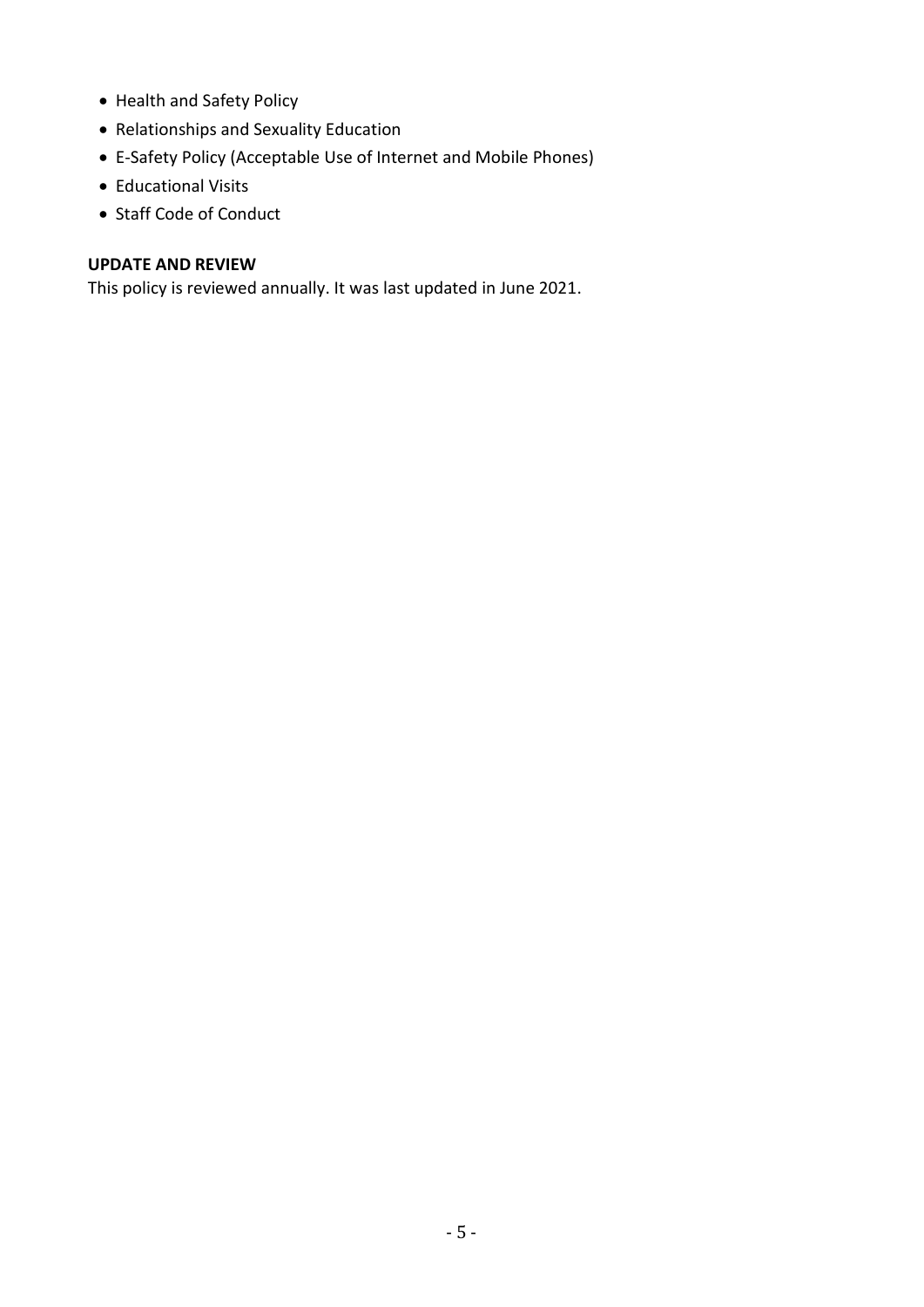- Health and Safety Policy
- Relationships and Sexuality Education
- E-Safety Policy (Acceptable Use of Internet and Mobile Phones)
- Educational Visits
- Staff Code of Conduct

**UPDATE AND REVIEW**

This policy is reviewed annually. It was last updated in June 2021.